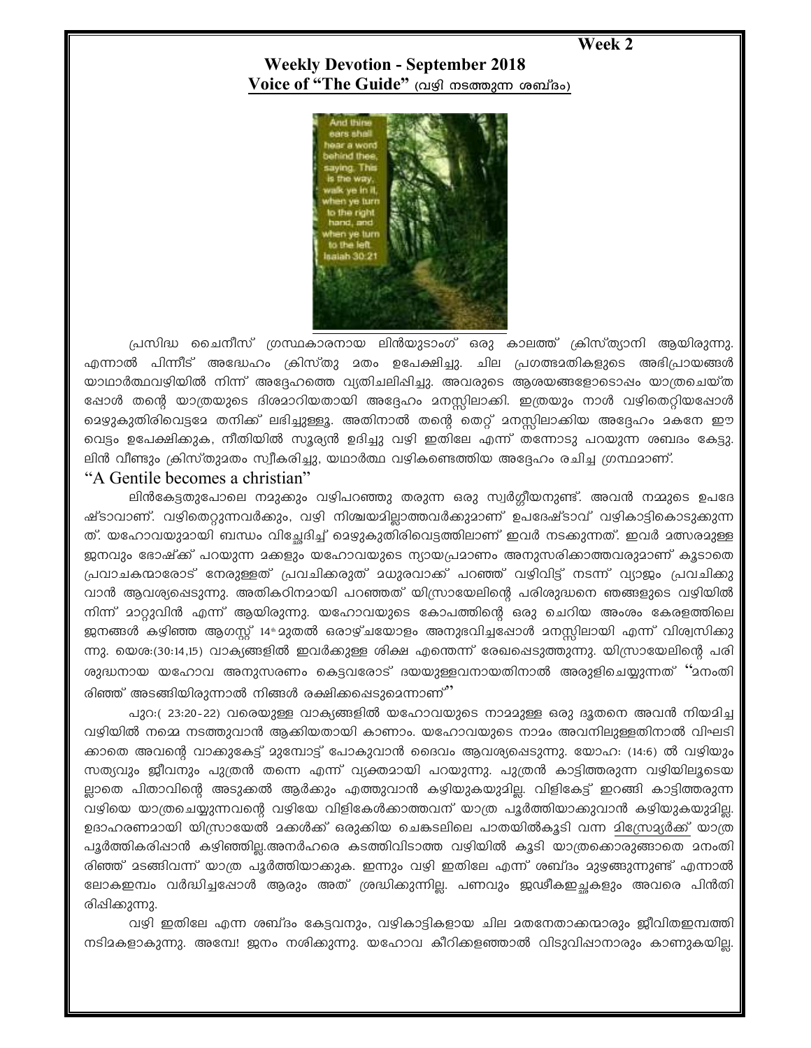Week 2

## Weekly Devotion - September 2018

## Voice of "The Guide" (വഴി നടത്തുന്ന ശബ്ദം)

പ്രസിദ്ധ ചൈനീസ് ഗ്രന്ഥകാരനായ ലിൻയുടാംഗ് ഒരു കാലത്ത് ക്രിസ്ത്യാനി ആയിരുന്നു. എന്നാൽ പിന്നീട് അദ്ധേഹം ക്രിസ്തു മതം ഉപേക്ഷിച്ചു. ചില പ്രഗത്ഭമതികളുടെ അഭിപ്രായങ്ങൾ യാഥാർത്ഥവഴിയിൽ നിന്ന് അദ്ദേഹത്തെ വ്യതിചലിപ്പിച്ചു. അവരുടെ ആശയങ്ങളോടൊപ്പം യാത്രചെയ്ത പ്പോൾ തന്റെ യാത്രയുടെ ദിശമാറിയതായി അദ്ദേഹം മനസ്സിലാക്കി. ഇത്രയും നാൾ വഴിതെറ്റിയപ്പോൾ മെഴുകുതിരിവെട്ടമേ തനിക്ക് ലഭിച്ചുള്ളൂ. അതിനാൽ തന്റെ തെറ്റ് മനസ്സിലാക്കിയ അദ്ദേഹം മകനേ ഈ വെട്ടം ഉപേക്ഷിക്കുക, നീതിയിൽ സൂര്യൻ ഉദിച്ചു വഴി ഇതിലേ എന്ന് തന്നോടു പറയുന്ന ശബ്ദം കേട്ടു. ലിൻ വീണ്ടും ക്രിസ്തുമതം സ്വീകരിച്ചു, യഥാർത്ഥ വഴികണ്ടെത്തിയ അദ്ദേഹം രചിച്ച ഗ്രന്ഥമാണ്.

"A Gentile becomes a christian"

ലിൻകേട്ടതുപോലെ നമുക്കും വഴിപറഞ്ഞു തരുന്ന ഒരു സ്വർഗ്ഗീയനുണ്ട്. അവൻ നമ്മുടെ ഉപദേഷ്ടാവാണ്. വഴിതെറ്റുന്നവർക്കും, വഴി നിശ്ചയമില്ലാത്തവർക്കുമാണ് ഉപദേഷ്ടാവ് വഴികാട്ടികൊടുക്കുന്നത്. യഹോവയുമായി ബന്ധം വിച്ഛേദിച്ച് മെഴുകുതിരിവെട്ടത്തിലാണ് ഇവർ നടക്കുന്നത്. ഇവർ മത്സരമുള്ള ജനവും ഭോഷ്ക്ക് പറയുന്ന മക്കളും യഹോവയുടെ ന്യായപ്രമാണം അനുസരിക്കാത്തവരുമാണ് കൂടാതെ പ്രവാചകന്മാരോട് നേരുള്ളത് പ്രവചിക്കരുത് മധുരവാക്ക് പറഞ്ഞ് വഴിവിട്ട് നടന്ന് വ്യാജം പ്രവചിക്കുവാൻ ആവശ്യപ്പെടുന്നു. അതികഠിനമായി പറഞ്ഞത് യിസ്രായേലിന്റെ പരിശുദ്ധനെ ഞങ്ങളുടെ വഴിയിൽ നിന്ന് മാറ്റുവിൻ എന്ന് ആയിരുന്നു. യഹോവയുടെ കോപത്തിന്റെ ഒരു ചെറിയ അംശം കേരളത്തിലെ ജനങ്ങൾ കഴിഞ്ഞ ആഗസ്റ്റ് 14[th] മുതൽ ഒരാഴ്ചയോളം അനുഭവിച്ചപ്പോൾ മനസ്സിലായി എന്ന് വിശ്വസിക്കുന്നു. യെശ:(30:14,15) വാക്യങ്ങളിൽ ഇവർക്കുള്ള ശിക്ഷ എന്തെന്ന് രേഖപ്പെടുത്തുന്നു. യിസ്രായേലിന്റെ പരിശുദ്ധനായ യഹോവ അനുസരണം കെട്ടവരോട് ദയയുള്ളവനായതിനാൽ അരുളിചെയ്യുന്നത് "മനംതിരിഞ്ഞ് അടങ്ങിയിരുന്നാൽ നിങ്ങൾ രക്ഷിക്കപ്പെടുമെന്നാണ്"

പുറ:( 23:20-22) വരെയുള്ള വാക്യങ്ങളിൽ യഹോവയുടെ നാമമുള്ള ഒരു ദൂതനെ അവൻ നിയമിച്ച വഴിയിൽ നമ്മെ നടത്തുവാൻ ആക്കിയതായി കാണാം. യഹോവയുടെ നാമം അവനിലുള്ളതിനാൽ വിഘടിക്കാതെ അവന്റെ വാക്കുകേട്ട് മുമ്പോട്ട് പോകുവാൻ ദൈവം ആവശ്യപ്പെടുന്നു. യോഹ: (14:6) ൽ വഴിയും സത്യവും ജീവനും പുത്രൻ തന്നെ എന്ന് വ്യക്തമായി പറയുന്നു. പുത്രൻ കാട്ടിത്തരുന്ന വഴിയിലൂടെയല്ലാതെ പിതാവിന്റെ അടുക്കൽ ആർക്കും എത്തുവാൻ കഴിയുകയുമില്ല. വിളികേട്ട് ഇറങ്ങി കാട്ടിത്തരുന്ന വഴിയെ യാത്രചെയ്യുന്നവന്റെ വഴിയേ വിളികേൾക്കാത്തവന് യാത്ര പൂർത്തിയാക്കുവാൻ കഴിയുകയുമില്ല. ഉദാഹരണമായി യിസ്രായേൽ മക്കൾക്ക് ഒരുക്കിയ ചെങ്കടലിലെ പാതയിൽകൂടി വന്ന മിസ്രേമ്യർക്ക് യാത്ര പൂർത്തികരിപ്പാൻ കഴിഞ്ഞില്ല.അനർഹരെ കടത്തിവിടാത്ത വഴിയിൽ കൂടി യാത്രക്കൊരുങ്ങാതെ മനംതിരിഞ്ഞ് മടങ്ങിവന്ന് യാത്ര പൂർത്തിയാക്കുക. ഇന്നും വഴി ഇതിലേ എന്ന് ശബ്ദം മുഴങ്ങുന്നുണ്ട് എന്നാൽ ലോകഇമ്പം വർദ്ധിച്ചപ്പോൾ ആരും അത് ശ്രദ്ധിക്കുന്നില്ല. പണവും ജഢീകഇച്ഛകളും അവരെ പിൻതിരിപ്പിക്കുന്നു.

വഴി ഇതിലേ എന്ന ശബ്ദം കേട്ടവനും, വഴികാട്ടികളായ ചില മതനേതാക്കന്മാരും ജീവിതഇമ്പത്തിനടിമകളാകുന്നു. അമ്പേ! ജനം നശിക്കുന്നു. യഹോവ കീറിക്കളഞ്ഞാൽ വിടുവിപ്പാനാരും കാണുകയില്ല.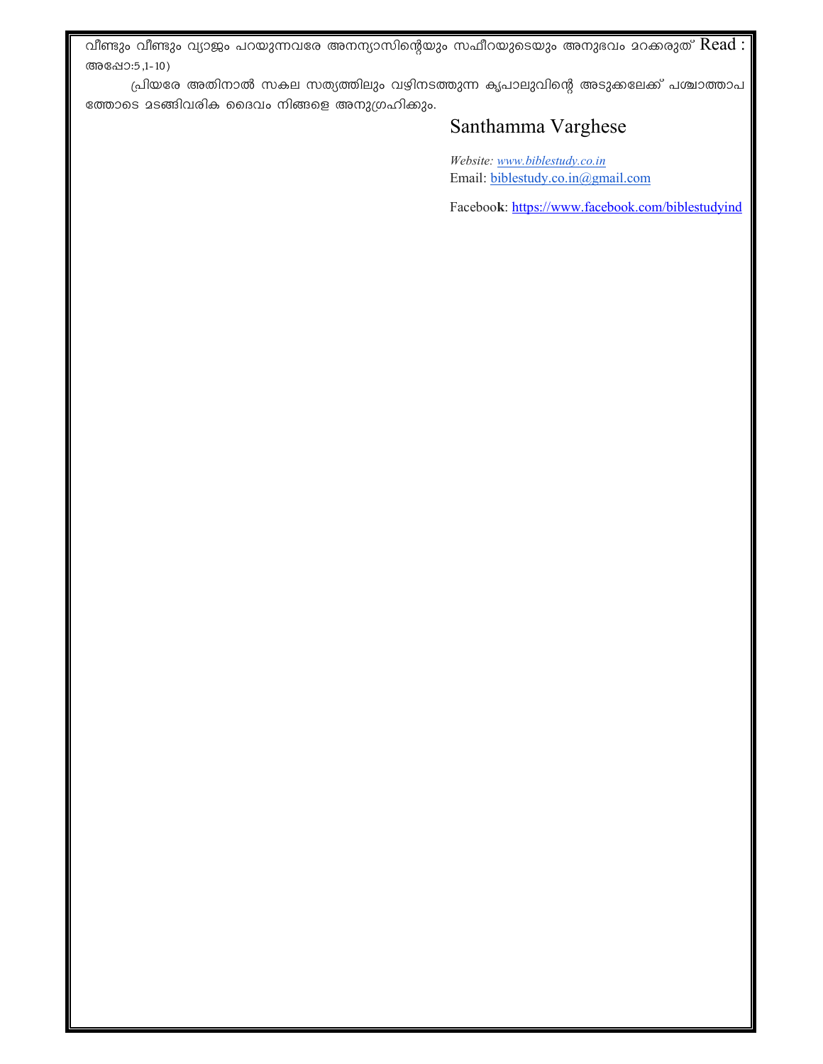വീണ്ടും വീണ്ടും വ്യാജം പറയുന്നവരേ അനന്യാസിന്റെയും സഫീറയുടെയും അനുഭവം മറക്കരുത് Read : അപ്പോ:5 ,1-10)

പ്രിയരേ അതിനാൽ സകല സത്യത്തിലും വഴിനടത്തുന്ന കൃപാലുവിന്റെ അടുക്കലേക്ക് പശ്ചാത്താപത്തോടെ മടങ്ങിവരിക ദൈവം നിങ്ങളെ അനുഗ്രഹിക്കും.

Santhamma Varghese

*Website: www.biblestudy.co.in*
Email: biblestudy.co.in@gmail.com

Facebook: https://www.facebook.com/biblestudyind